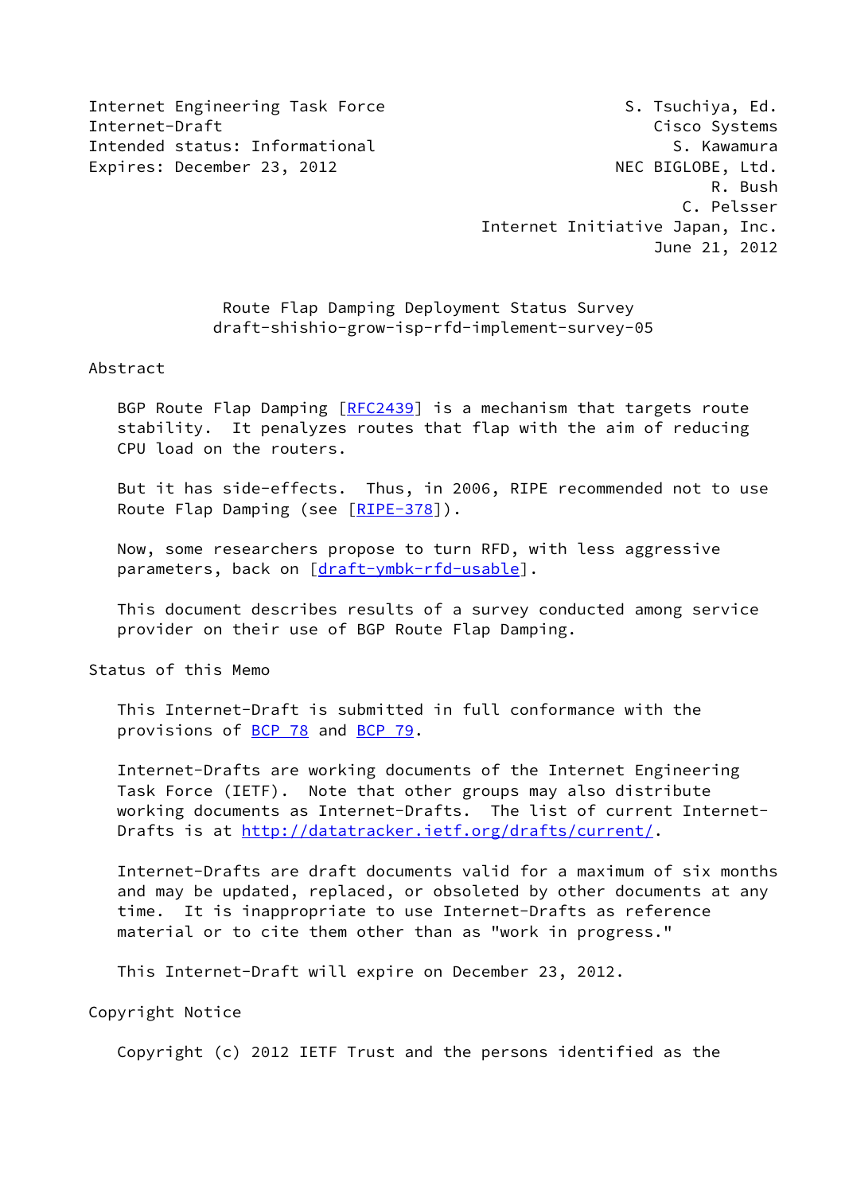Internet Engineering Task Force S. Tsuchiya, Ed.
Internet-Draft Cisco Systems
Intended status: Informational S. Kawamura
Expires: December 23, 2012 NEC BIGLOBE, Ltd.
R. Bush
C. Pelsser
Internet Initiative Japan, Inc.
June 21, 2012

# Route Flap Damping Deployment Status Survey
## draft-shishio-grow-isp-rfd-implement-survey-05

## Abstract

BGP Route Flap Damping [RFC2439] is a mechanism that targets route stability. It penalyzes routes that flap with the aim of reducing CPU load on the routers.

But it has side-effects. Thus, in 2006, RIPE recommended not to use Route Flap Damping (see [RIPE-378]).

Now, some researchers propose to turn RFD, with less aggressive parameters, back on [draft-ymbk-rfd-usable].

This document describes results of a survey conducted among service provider on their use of BGP Route Flap Damping.

## Status of this Memo

This Internet-Draft is submitted in full conformance with the provisions of BCP 78 and BCP 79.

Internet-Drafts are working documents of the Internet Engineering Task Force (IETF). Note that other groups may also distribute working documents as Internet-Drafts. The list of current Internet-Drafts is at http://datatracker.ietf.org/drafts/current/.

Internet-Drafts are draft documents valid for a maximum of six months and may be updated, replaced, or obsoleted by other documents at any time. It is inappropriate to use Internet-Drafts as reference material or to cite them other than as "work in progress."

This Internet-Draft will expire on December 23, 2012.

## Copyright Notice

Copyright (c) 2012 IETF Trust and the persons identified as the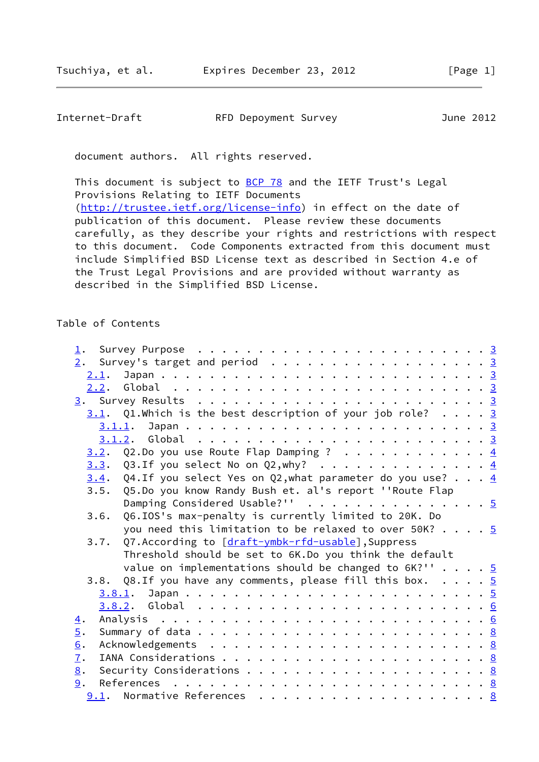document authors. All rights reserved.

This document is subject to BCP 78 and the IETF Trust's Legal Provisions Relating to IETF Documents (http://trustee.ietf.org/license-info) in effect on the date of publication of this document. Please review these documents carefully, as they describe your rights and restrictions with respect to this document. Code Components extracted from this document must include Simplified BSD License text as described in Section 4.e of the Trust Legal Provisions and are provided without warranty as described in the Simplified BSD License.

## Table of Contents

```
1.  Survey Purpose . . . . . . . . . . . . . . . . . . . . . . . . 3
2.  Survey's target and period . . . . . . . . . . . . . . . . . . 3
  2.1.  Japan . . . . . . . . . . . . . . . . . . . . . . . . . . . 3
  2.2.  Global  . . . . . . . . . . . . . . . . . . . . . . . . . . 3
3.  Survey Results  . . . . . . . . . . . . . . . . . . . . . . . . 3
  3.1.  Q1.Which is the best description of your job role? . . . . 3
    3.1.1.  Japan . . . . . . . . . . . . . . . . . . . . . . . . . 3
    3.1.2.  Global  . . . . . . . . . . . . . . . . . . . . . . . . 3
  3.2.  Q2.Do you use Route Flap Damping ? . . . . . . . . . . . . 4
  3.3.  Q3.If you select No on Q2,why? . . . . . . . . . . . . . . 4
  3.4.  Q4.If you select Yes on Q2,what parameter do you use? . . . 4
  3.5.  Q5.Do you know Randy Bush et. al's report ''Route Flap
        Damping Considered Usable?'' . . . . . . . . . . . . . . . 5
  3.6.  Q6.IOS's max-penalty is currently limited to 20K. Do
        you need this limitation to be relaxed to over 50K? . . . . 5
  3.7.  Q7.According to [draft-ymbk-rfd-usable],Suppress
        Threshold should be set to 6K.Do you think the default
        value on implementations should be changed to 6K?'' . . . . 5
  3.8.  Q8.If you have any comments, please fill this box. . . . . 5
    3.8.1.  Japan . . . . . . . . . . . . . . . . . . . . . . . . . 5
    3.8.2.  Global  . . . . . . . . . . . . . . . . . . . . . . . . 6
4.  Analysis  . . . . . . . . . . . . . . . . . . . . . . . . . . . 6
5.  Summary of data . . . . . . . . . . . . . . . . . . . . . . . . 8
6.  Acknowledgements  . . . . . . . . . . . . . . . . . . . . . . . 8
7.  IANA Considerations . . . . . . . . . . . . . . . . . . . . . . 8
8.  Security Considerations . . . . . . . . . . . . . . . . . . . . 8
9.  References  . . . . . . . . . . . . . . . . . . . . . . . . . . 8
  9.1.  Normative References  . . . . . . . . . . . . . . . . . . . 8
```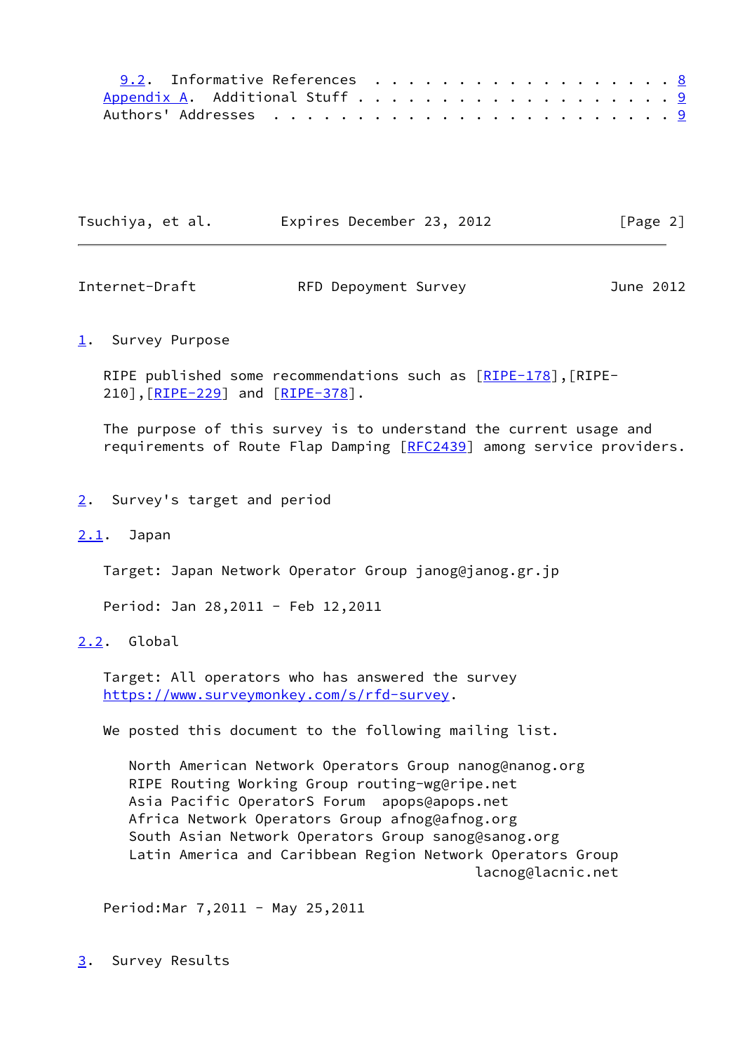9.2. Informative References . . . . . . . . . . . . . . . . . . . 8
Appendix A. Additional Stuff . . . . . . . . . . . . . . . . . . . 9
Authors' Addresses . . . . . . . . . . . . . . . . . . . . . . . . 9

# 1. Survey Purpose

RIPE published some recommendations such as [RIPE-178],[RIPE-210],[RIPE-229] and [RIPE-378].

The purpose of this survey is to understand the current usage and requirements of Route Flap Damping [RFC2439] among service providers.

# 2. Survey's target and period

## 2.1. Japan

Target: Japan Network Operator Group janog@janog.gr.jp

Period: Jan 28,2011 - Feb 12,2011

## 2.2. Global

Target: All operators who has answered the survey https://www.surveymonkey.com/s/rfd-survey.

We posted this document to the following mailing list.

North American Network Operators Group nanog@nanog.org
RIPE Routing Working Group routing-wg@ripe.net
Asia Pacific OperatorS Forum apops@apops.net
Africa Network Operators Group afnog@afnog.org
South Asian Network Operators Group sanog@sanog.org
Latin America and Caribbean Region Network Operators Group lacnog@lacnic.net

Period:Mar 7,2011 - May 25,2011

# 3. Survey Results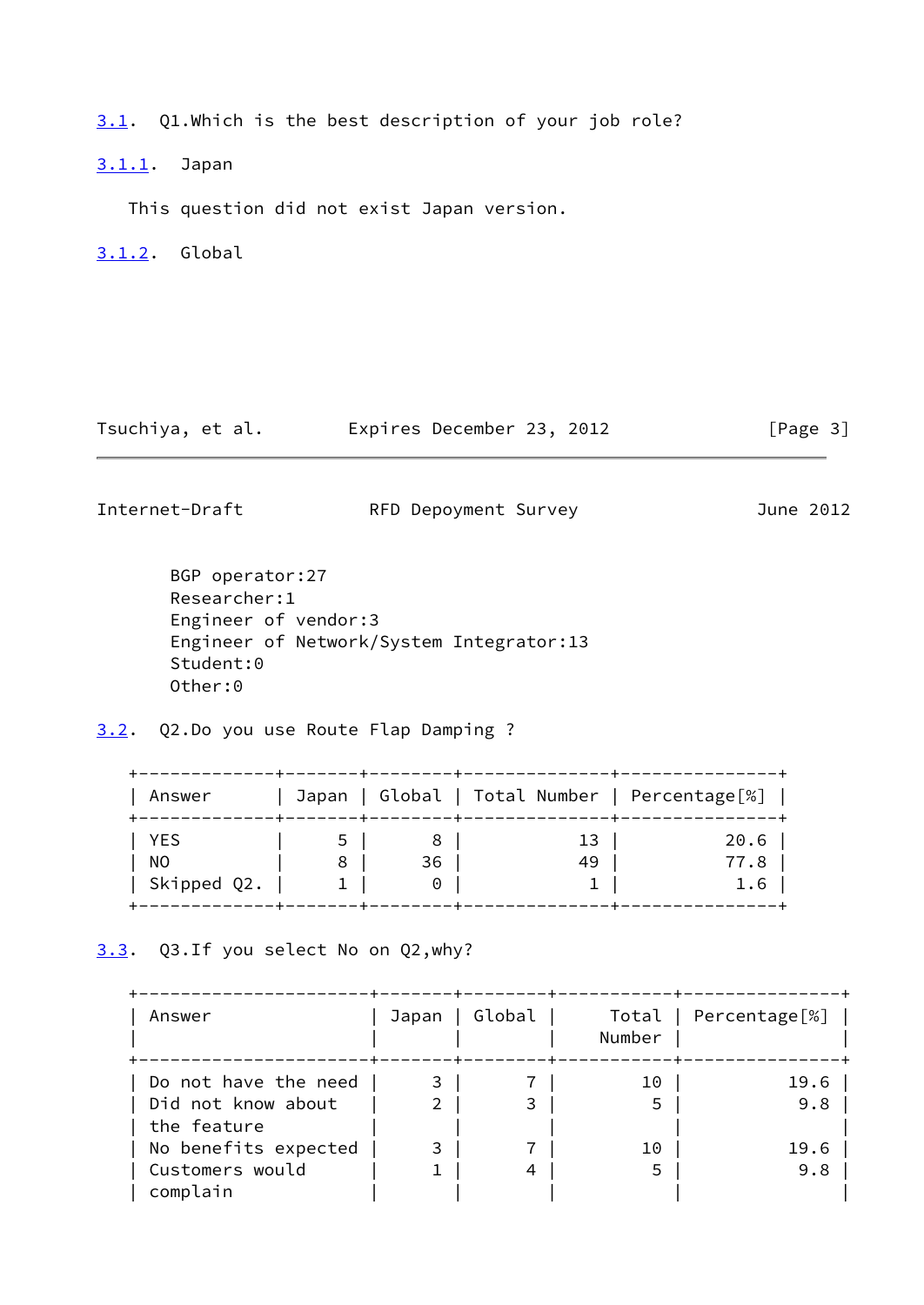### 3.1. Q1.Which is the best description of your job role?

#### 3.1.1. Japan

This question did not exist Japan version.

#### 3.1.2. Global

BGP operator:27
Researcher:1
Engineer of vendor:3
Engineer of Network/System Integrator:13
Student:0
Other:0

### 3.2. Q2.Do you use Route Flap Damping ?

| Answer | Japan | Global | Total Number | Percentage[%] |
|---|---|---|---|---|
| YES | 5 | 8 | 13 | 20.6 |
| NO | 8 | 36 | 49 | 77.8 |
| Skipped Q2. | 1 | 0 | 1 | 1.6 |

### 3.3. Q3.If you select No on Q2,why?

| Answer | Japan | Global | Total Number | Percentage[%] |
|---|---|---|---|---|
| Do not have the need | 3 | 7 | 10 | 19.6 |
| Did not know about the feature | 2 | 3 | 5 | 9.8 |
| No benefits expected | 3 | 7 | 10 | 19.6 |
| Customers would complain | 1 | 4 | 5 | 9.8 |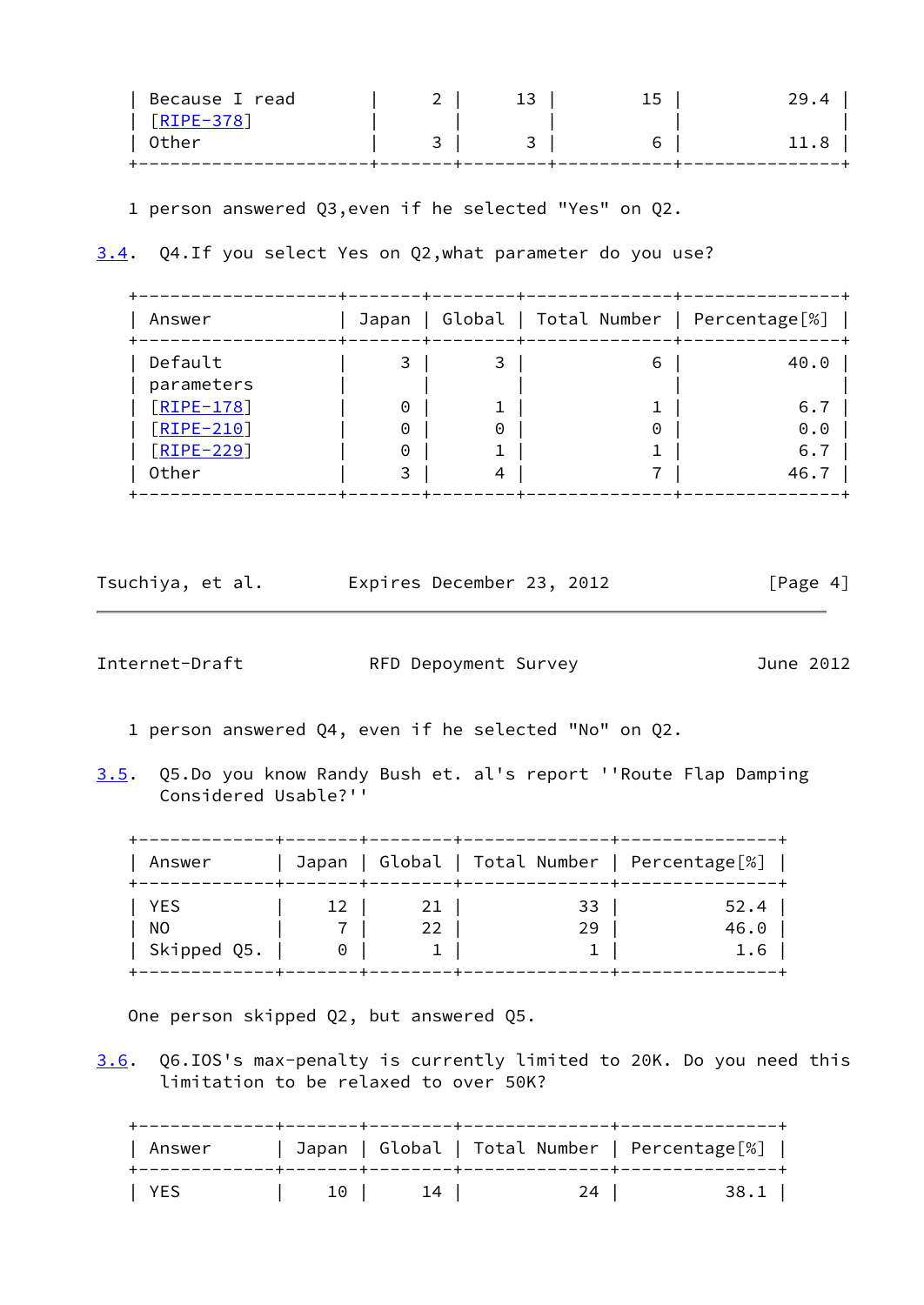| Because I read [RIPE-378] | 2 | 13 | 15 | 29.4 |
|---|---|---|---|---|
| Other | 3 | 3 | 6 | 11.8 |

1 person answered Q3,even if he selected "Yes" on Q2.

### 3.4. Q4.If you select Yes on Q2,what parameter do you use?

| Answer | Japan | Global | Total Number | Percentage[%] |
|---|---|---|---|---|
| Default parameters | 3 | 3 | 6 | 40.0 |
| [RIPE-178] | 0 | 1 | 1 | 6.7 |
| [RIPE-210] | 0 | 0 | 0 | 0.0 |
| [RIPE-229] | 0 | 1 | 1 | 6.7 |
| Other | 3 | 4 | 7 | 46.7 |

1 person answered Q4, even if he selected "No" on Q2.

### 3.5. Q5.Do you know Randy Bush et. al's report ''Route Flap Damping Considered Usable?''

| Answer | Japan | Global | Total Number | Percentage[%] |
|---|---|---|---|---|
| YES | 12 | 21 | 33 | 52.4 |
| NO | 7 | 22 | 29 | 46.0 |
| Skipped Q5. | 0 | 1 | 1 | 1.6 |

One person skipped Q2, but answered Q5.

### 3.6. Q6.IOS's max-penalty is currently limited to 20K. Do you need this limitation to be relaxed to over 50K?

| Answer | Japan | Global | Total Number | Percentage[%] |
|---|---|---|---|---|
| YES | 10 | 14 | 24 | 38.1 |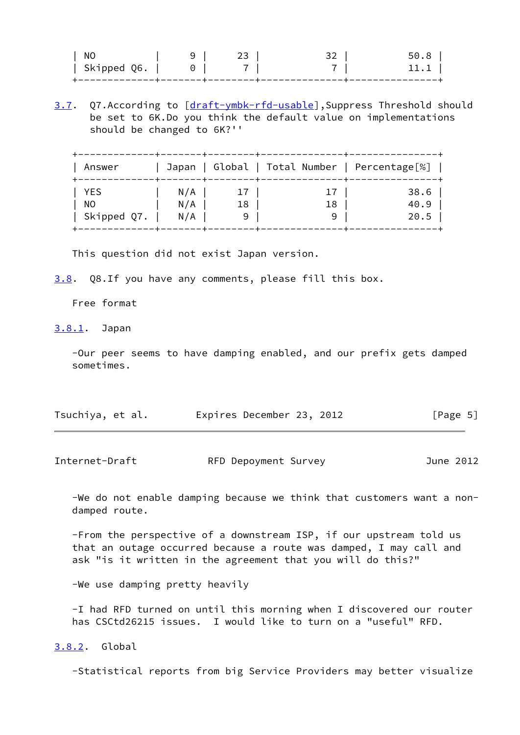| NO | 9 | 23 | 32 | 50.8 |
|---|---|---|---|---|
| Skipped Q6. | 0 | 7 | 7 | 11.1 |

### 3.7. Q7.According to [draft-ymbk-rfd-usable],Suppress Threshold should be set to 6K.Do you think the default value on implementations should be changed to 6K?''

| Answer | Japan | Global | Total Number | Percentage[%] |
|---|---|---|---|---|
| YES | N/A | 17 | 17 | 38.6 |
| NO | N/A | 18 | 18 | 40.9 |
| Skipped Q7. | N/A | 9 | 9 | 20.5 |

This question did not exist Japan version.

### 3.8. Q8.If you have any comments, please fill this box.

Free format

#### 3.8.1. Japan

-Our peer seems to have damping enabled, and our prefix gets damped sometimes.

-We do not enable damping because we think that customers want a non-damped route.

-From the perspective of a downstream ISP, if our upstream told us that an outage occurred because a route was damped, I may call and ask "is it written in the agreement that you will do this?"

-We use damping pretty heavily

-I had RFD turned on until this morning when I discovered our router has CSCtd26215 issues. I would like to turn on a "useful" RFD.

#### 3.8.2. Global

-Statistical reports from big Service Providers may better visualize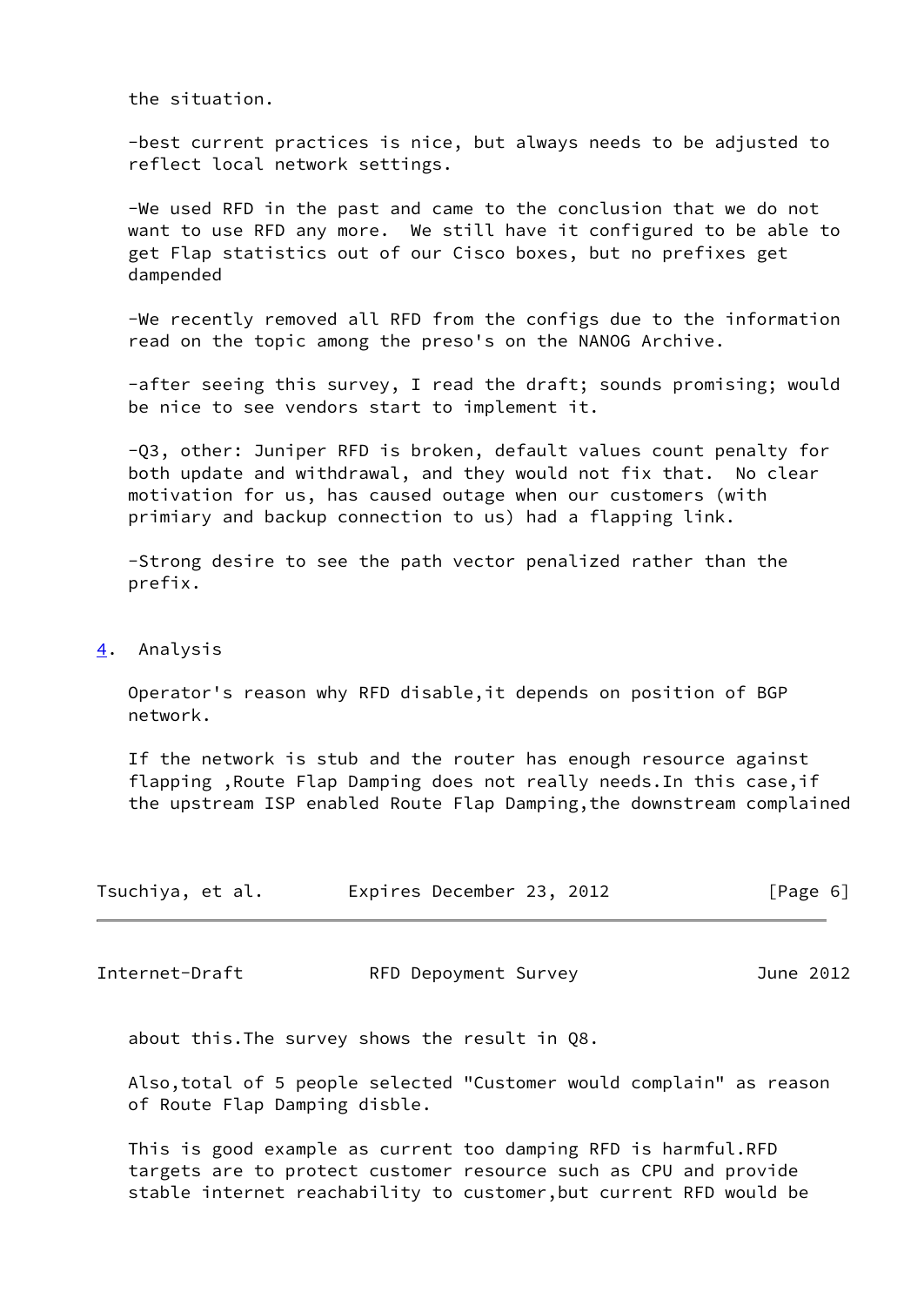the situation.

-best current practices is nice, but always needs to be adjusted to reflect local network settings.

-We used RFD in the past and came to the conclusion that we do not want to use RFD any more. We still have it configured to be able to get Flap statistics out of our Cisco boxes, but no prefixes get dampended

-We recently removed all RFD from the configs due to the information read on the topic among the preso's on the NANOG Archive.

-after seeing this survey, I read the draft; sounds promising; would be nice to see vendors start to implement it.

-Q3, other: Juniper RFD is broken, default values count penalty for both update and withdrawal, and they would not fix that. No clear motivation for us, has caused outage when our customers (with primiary and backup connection to us) had a flapping link.

-Strong desire to see the path vector penalized rather than the prefix.

## 4. Analysis

Operator's reason why RFD disable,it depends on position of BGP network.

If the network is stub and the router has enough resource against flapping ,Route Flap Damping does not really needs.In this case,if the upstream ISP enabled Route Flap Damping,the downstream complained about this.The survey shows the result in Q8.

Also,total of 5 people selected "Customer would complain" as reason of Route Flap Damping disble.

This is good example as current too damping RFD is harmful.RFD targets are to protect customer resource such as CPU and provide stable internet reachability to customer,but current RFD would be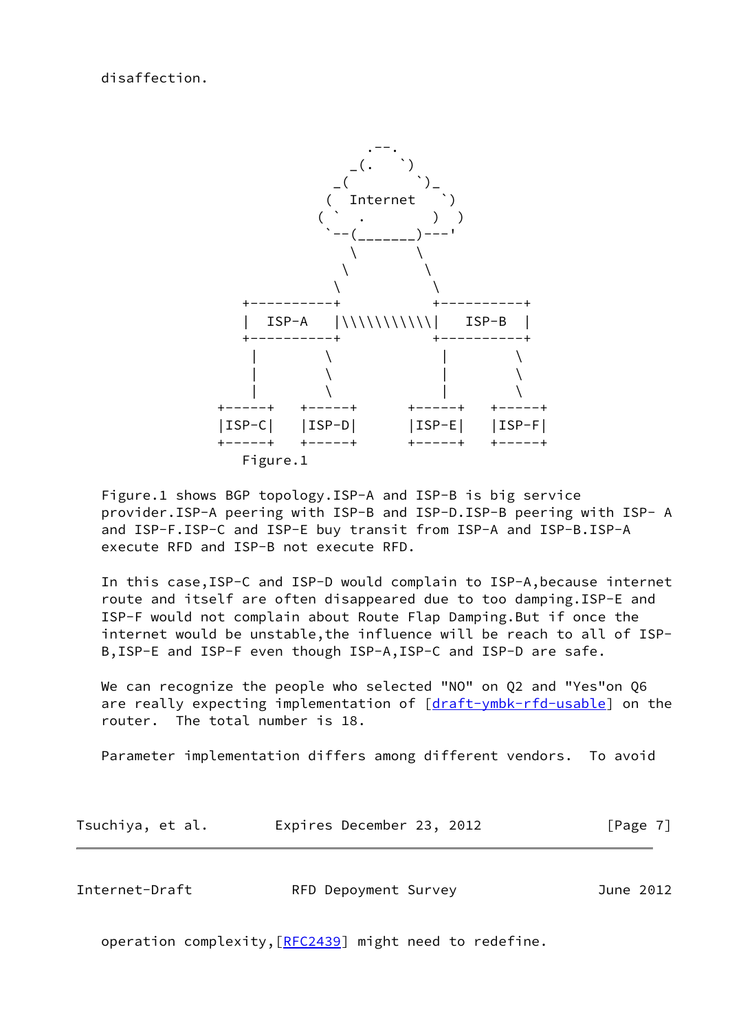disaffection.

```
                                 .--.
                               _(.   `)
                             _(       `)_
                            (  Internet   `)
                           ( `  .        )  )
                            `--(_______)---'
                               \       \
                              \         \
                             \           \
                    +----------+          +----------+
                    |  ISP-A   |\\\\\\\\\\\|   ISP-B  |
                    +----------+          +----------+
                     |       \              |       \
                     |        \             |        \
                     |         \            |         \
                 +-----+    +-----+     +-----+   +-----+
                 |ISP-C|    |ISP-D|     |ISP-E|   |ISP-F|
                 +-----+    +-----+     +-----+   +-----+
                    Figure.1
```

Figure.1 shows BGP topology.ISP-A and ISP-B is big service provider.ISP-A peering with ISP-B and ISP-D.ISP-B peering with ISP- A and ISP-F.ISP-C and ISP-E buy transit from ISP-A and ISP-B.ISP-A execute RFD and ISP-B not execute RFD.

In this case,ISP-C and ISP-D would complain to ISP-A,because internet route and itself are often disappeared due to too damping.ISP-E and ISP-F would not complain about Route Flap Damping.But if once the internet would be unstable,the influence will be reach to all of ISP-B,ISP-E and ISP-F even though ISP-A,ISP-C and ISP-D are safe.

We can recognize the people who selected "NO" on Q2 and "Yes"on Q6 are really expecting implementation of [draft-ymbk-rfd-usable] on the router. The total number is 18.

Parameter implementation differs among different vendors. To avoid operation complexity,[RFC2439] might need to redefine.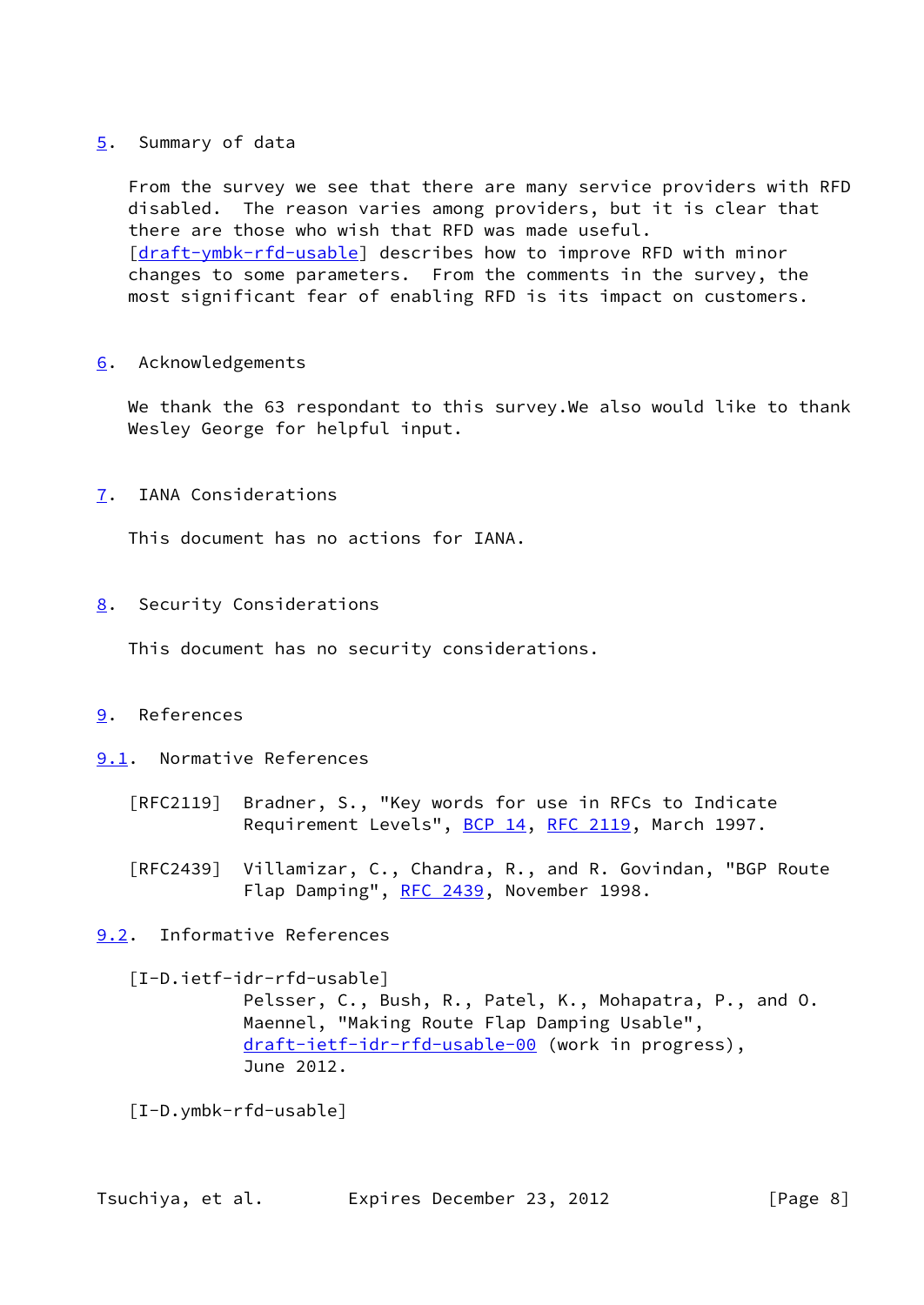## 5. Summary of data

From the survey we see that there are many service providers with RFD disabled. The reason varies among providers, but it is clear that there are those who wish that RFD was made useful. [draft-ymbk-rfd-usable] describes how to improve RFD with minor changes to some parameters. From the comments in the survey, the most significant fear of enabling RFD is its impact on customers.

## 6. Acknowledgements

We thank the 63 respondant to this survey.We also would like to thank Wesley George for helpful input.

## 7. IANA Considerations

This document has no actions for IANA.

## 8. Security Considerations

This document has no security considerations.

## 9. References

### 9.1. Normative References

[RFC2119] Bradner, S., "Key words for use in RFCs to Indicate Requirement Levels", BCP 14, RFC 2119, March 1997.

[RFC2439] Villamizar, C., Chandra, R., and R. Govindan, "BGP Route Flap Damping", RFC 2439, November 1998.

### 9.2. Informative References

[I-D.ietf-idr-rfd-usable]
Pelsser, C., Bush, R., Patel, K., Mohapatra, P., and O. Maennel, "Making Route Flap Damping Usable", draft-ietf-idr-rfd-usable-00 (work in progress), June 2012.

[I-D.ymbk-rfd-usable]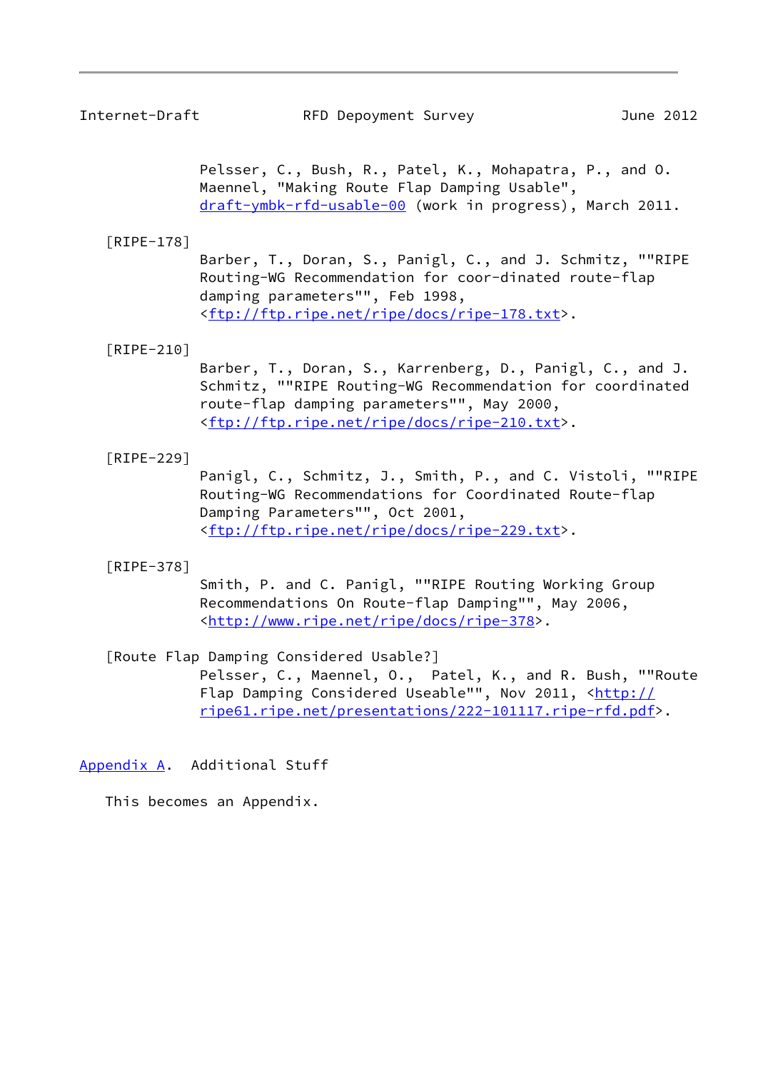Pelsser, C., Bush, R., Patel, K., Mohapatra, P., and O. Maennel, "Making Route Flap Damping Usable", draft-ymbk-rfd-usable-00 (work in progress), March 2011.

[RIPE-178]
Barber, T., Doran, S., Panigl, C., and J. Schmitz, ""RIPE Routing-WG Recommendation for coor-dinated route-flap damping parameters"", Feb 1998, <ftp://ftp.ripe.net/ripe/docs/ripe-178.txt>.

[RIPE-210]
Barber, T., Doran, S., Karrenberg, D., Panigl, C., and J. Schmitz, ""RIPE Routing-WG Recommendation for coordinated route-flap damping parameters"", May 2000, <ftp://ftp.ripe.net/ripe/docs/ripe-210.txt>.

[RIPE-229]
Panigl, C., Schmitz, J., Smith, P., and C. Vistoli, ""RIPE Routing-WG Recommendations for Coordinated Route-flap Damping Parameters"", Oct 2001, <ftp://ftp.ripe.net/ripe/docs/ripe-229.txt>.

[RIPE-378]
Smith, P. and C. Panigl, ""RIPE Routing Working Group Recommendations On Route-flap Damping"", May 2006, <http://www.ripe.net/ripe/docs/ripe-378>.

[Route Flap Damping Considered Usable?]
Pelsser, C., Maennel, O., Patel, K., and R. Bush, ""Route Flap Damping Considered Useable"", Nov 2011, <http://ripe61.ripe.net/presentations/222-101117.ripe-rfd.pdf>.

## Appendix A. Additional Stuff

This becomes an Appendix.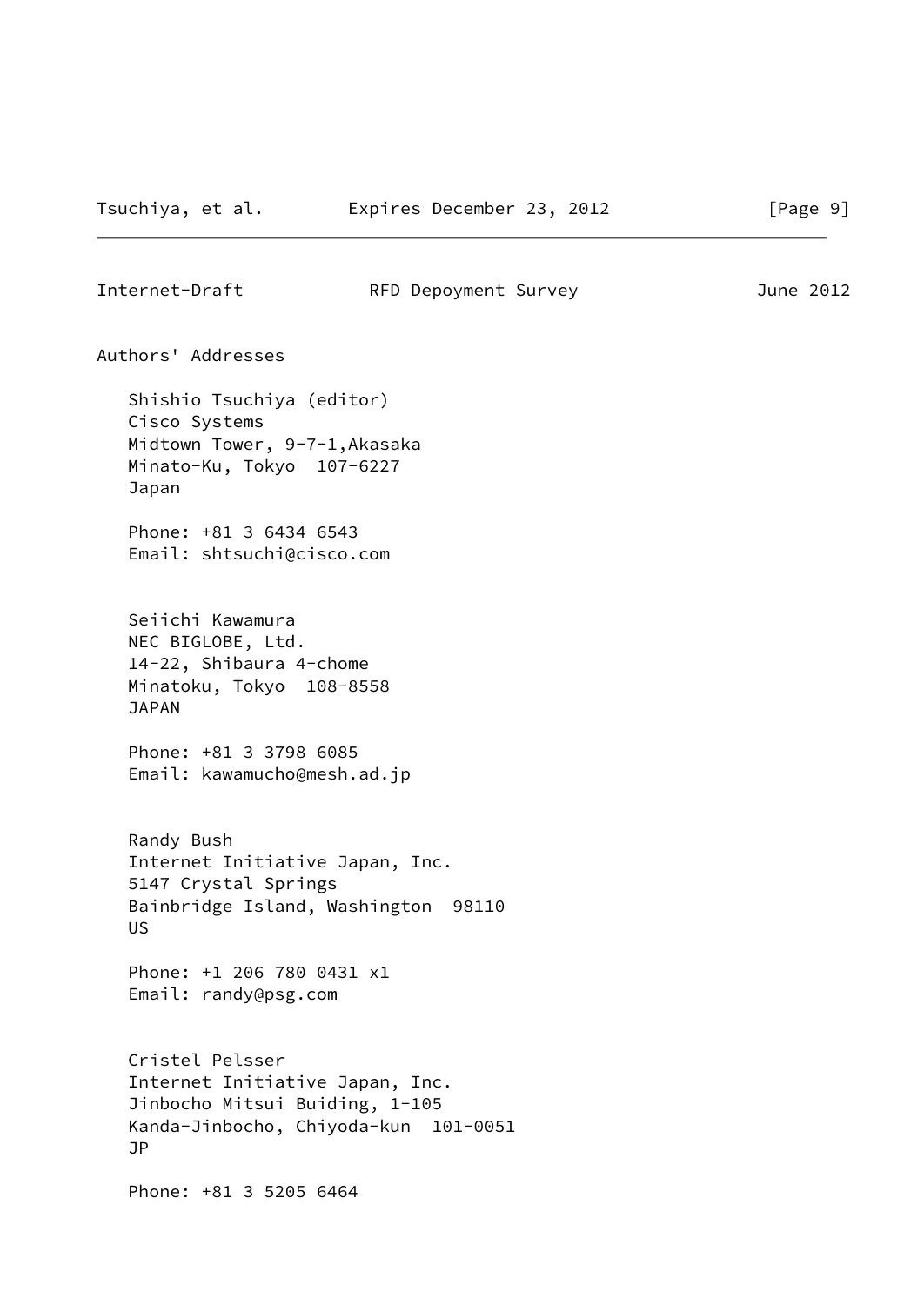## Authors' Addresses

Shishio Tsuchiya (editor)
Cisco Systems
Midtown Tower, 9-7-1,Akasaka
Minato-Ku, Tokyo  107-6227
Japan

Phone: +81 3 6434 6543
Email: shtsuchi@cisco.com

Seiichi Kawamura
NEC BIGLOBE, Ltd.
14-22, Shibaura 4-chome
Minatoku, Tokyo  108-8558
JAPAN

Phone: +81 3 3798 6085
Email: kawamucho@mesh.ad.jp

Randy Bush
Internet Initiative Japan, Inc.
5147 Crystal Springs
Bainbridge Island, Washington  98110
US

Phone: +1 206 780 0431 x1
Email: randy@psg.com

Cristel Pelsser
Internet Initiative Japan, Inc.
Jinbocho Mitsui Buiding, 1-105
Kanda-Jinbocho, Chiyoda-kun  101-0051
JP

Phone: +81 3 5205 6464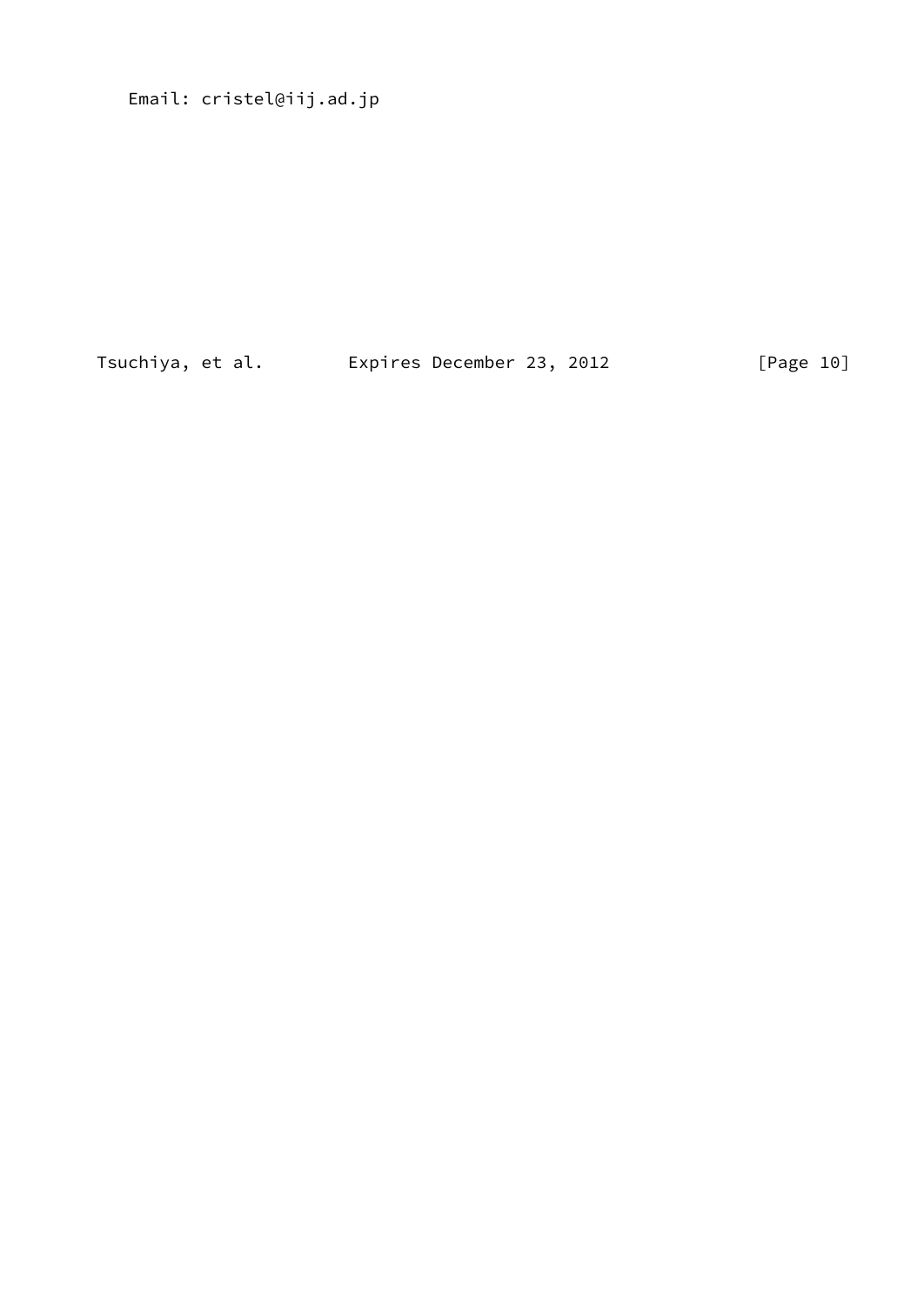Email: cristel@iij.ad.jp